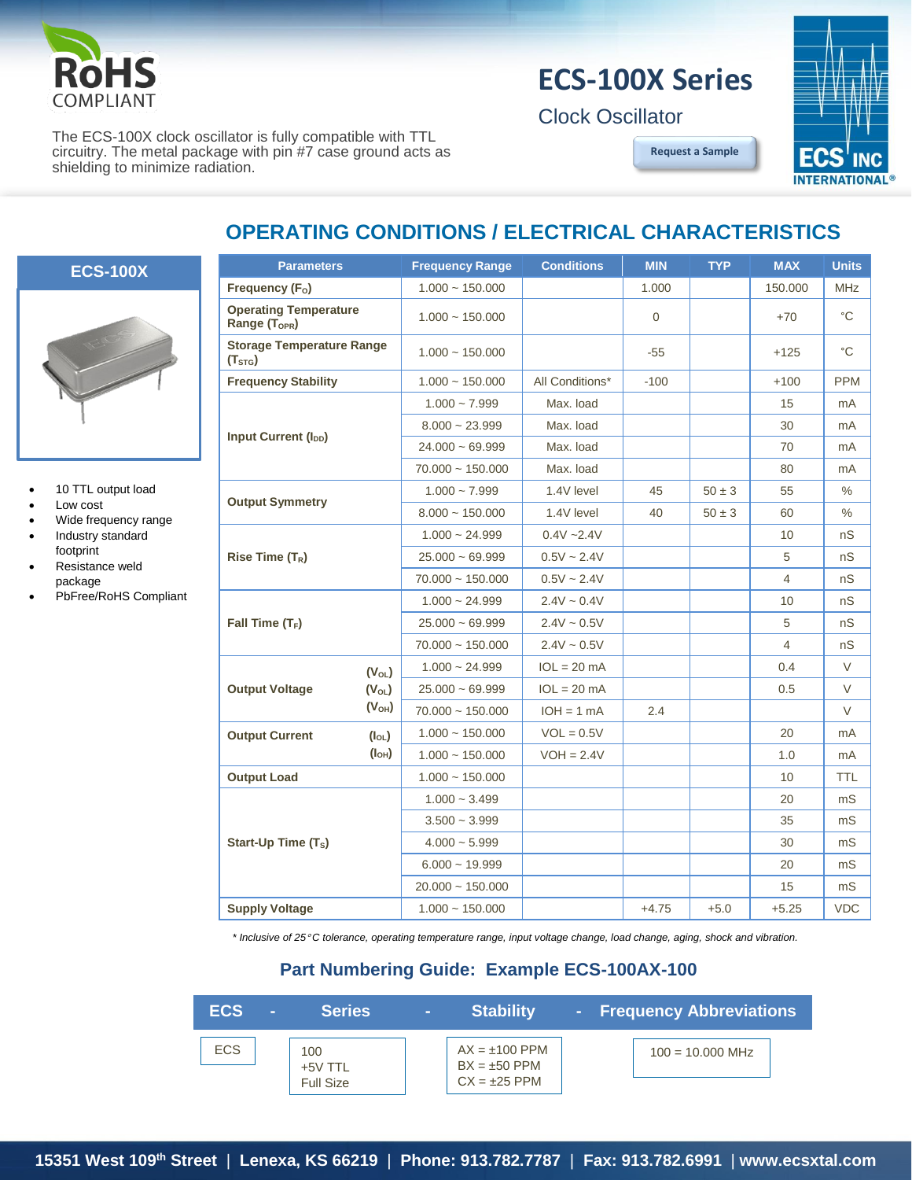RoHS COMPLIANT

# ECS-100X Series

Clock Oscillator

Request a Sample

The ECS-100X clock oscillator is fully compatible with TTL circuitry. The metal package with pin #7 case ground acts as shielding to minimize radiation.

## ECS-100X

- 10 TTL output load
- Low cost
- Wide frequency range
- Industry standard footprint
- Resistance weld package
- PbFree/RoHS Compliant

## OPERATING CONDITIONS / ELECTRICAL CHARACTERISTICS

| Parameters | Frequency Range | Conditions | MIN | TYP | MAX | Units |
|---|---|---|---|---|---|---|
| Frequency ($F_O$) | 1.000 ~ 150.000 | | 1.000 | | 150.000 | MHz |
| Operating Temperature Range ($T_{OPR}$) | 1.000 ~ 150.000 | | 0 | | +70 | °C |
| Storage Temperature Range ($T_{STG}$) | 1.000 ~ 150.000 | | -55 | | +125 | °C |
| Frequency Stability | 1.000 ~ 150.000 | All Conditions* | -100 | | +100 | PPM |
| Input Current ($I_{DD}$) | 1.000 ~ 7.999 | Max. load | | | 15 | mA |
| | 8.000 ~ 23.999 | Max. load | | | 30 | mA |
| | 24.000 ~ 69.999 | Max. load | | | 70 | mA |
| | 70.000 ~ 150.000 | Max. load | | | 80 | mA |
| Output Symmetry | 1.000 ~ 7.999 | 1.4V level | 45 | 50 ± 3 | 55 | % |
| | 8.000 ~ 150.000 | 1.4V level | 40 | 50 ± 3 | 60 | % |
| Rise Time ($T_R$) | 1.000 ~ 24.999 | 0.4V ~2.4V | | | 10 | nS |
| | 25.000 ~ 69.999 | 0.5V ~ 2.4V | | | 5 | nS |
| | 70.000 ~ 150.000 | 0.5V ~ 2.4V | | | 4 | nS |
| Fall Time ($T_F$) | 1.000 ~ 24.999 | 2.4V ~ 0.4V | | | 10 | nS |
| | 25.000 ~ 69.999 | 2.4V ~ 0.5V | | | 5 | nS |
| | 70.000 ~ 150.000 | 2.4V ~ 0.5V | | | 4 | nS |
| Output Voltage ($V_{OL}$) | 1.000 ~ 24.999 | IOL = 20 mA | | | 0.4 | V |
| Output Voltage ($V_{OL}$) | 25.000 ~ 69.999 | IOL = 20 mA | | | 0.5 | V |
| Output Voltage ($V_{OH}$) | 70.000 ~ 150.000 | IOH = 1 mA | 2.4 | | | V |
| Output Current ($I_{OL}$) | 1.000 ~ 150.000 | VOL = 0.5V | | | 20 | mA |
| Output Current ($I_{OH}$) | 1.000 ~ 150.000 | VOH = 2.4V | | | 1.0 | mA |
| Output Load | 1.000 ~ 150.000 | | | | 10 | TTL |
| Start-Up Time ($T_S$) | 1.000 ~ 3.499 | | | | 20 | mS |
| | 3.500 ~ 3.999 | | | | 35 | mS |
| | 4.000 ~ 5.999 | | | | 30 | mS |
| | 6.000 ~ 19.999 | | | | 20 | mS |
| | 20.000 ~ 150.000 | | | | 15 | mS |
| Supply Voltage | 1.000 ~ 150.000 | | +4.75 | +5.0 | +5.25 | VDC |

*\* Inclusive of 25°C tolerance, operating temperature range, input voltage change, load change, aging, shock and vibration.*

### Part Numbering Guide: Example ECS-100AX-100

| ECS | - | Series | - | Stability | - | Frequency Abbreviations |
|---|---|---|---|---|---|---|
| ECS | | 100<br>+5V TTL<br>Full Size | | AX = ±100 PPM<br>BX = ±50 PPM<br>CX = ±25 PPM | | 100 = 10.000 MHz |

15351 West 109th Street | Lenexa, KS 66219 | Phone: 913.782.7787 | Fax: 913.782.6991 | www.ecsxtal.com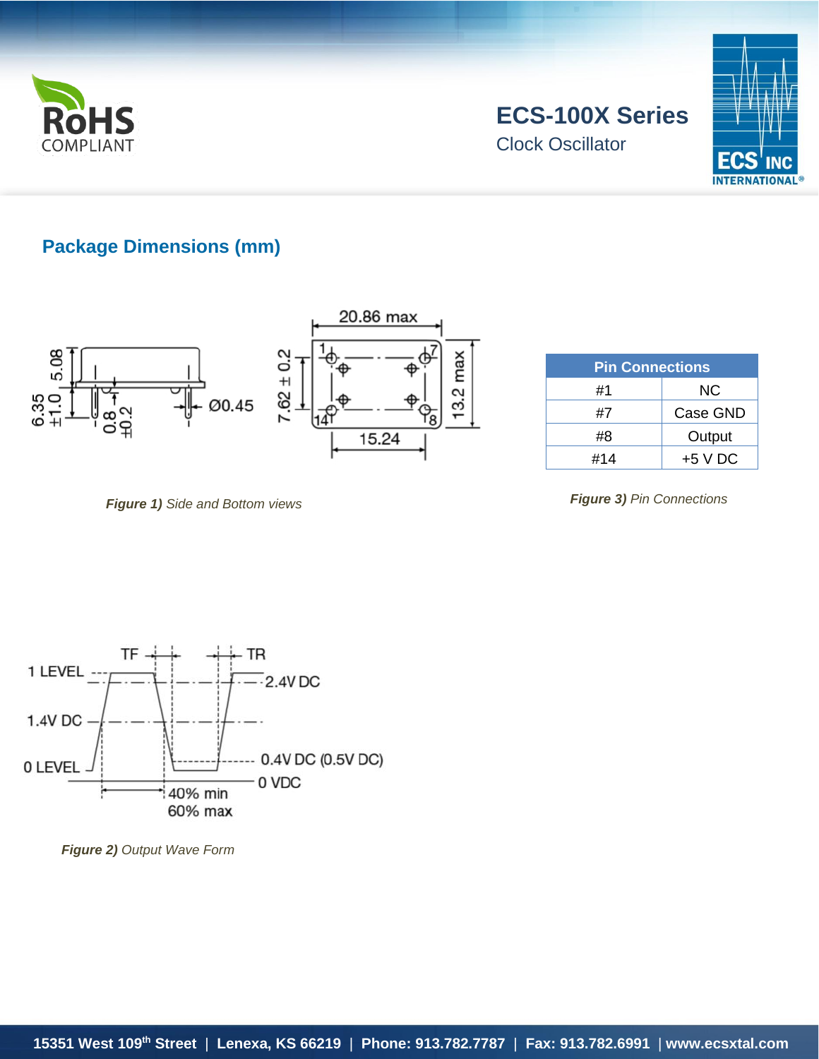ECS-100X Series

Clock Oscillator

## Package Dimensions (mm)

20.86 max

5.08

6.35 ±1.0

0.8 ±0.2

Ø0.45

7.62 ± 0.2

13.2 max

15.24

1

7

14

8

***Figure 1)*** *Side and Bottom views*

| Pin Connections | |
|---|---|
| #1 | NC |
| #7 | Case GND |
| #8 | Output |
| #14 | +5 V DC |

***Figure 3)*** *Pin Connections*

TF

TR

1 LEVEL

2.4V DC

1.4V DC

0 LEVEL

0.4V DC (0.5V DC)

0 VDC

40% min

60% max

***Figure 2)*** *Output Wave Form*